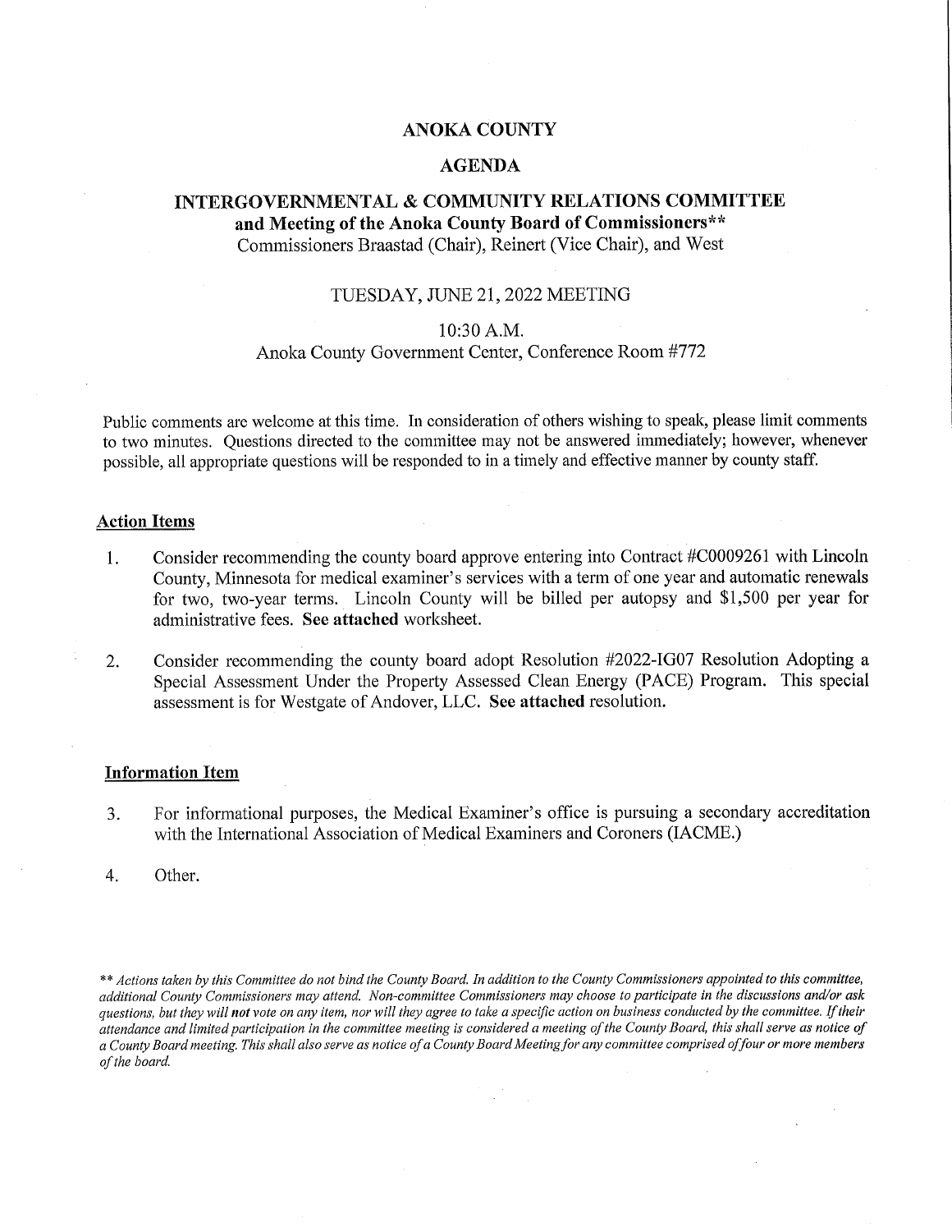# ANOKA COUNTY

## AGENDA

## INTERGOVERNMENTAL & COMMUNITY RELATIONS COMMITTEE
**and Meeting of the Anoka County Board of Commissioners****

Commissioners Braastad (Chair), Reinert (Vice Chair), and West

TUESDAY, JUNE 21, 2022 MEETING

10:30 A.M.

Anoka County Government Center, Conference Room #772

Public comments are welcome at this time. In consideration of others wishing to speak, please limit comments to two minutes. Questions directed to the committee may not be answered immediately; however, whenever possible, all appropriate questions will be responded to in a timely and effective manner by county staff.

### Action Items

1. Consider recommending the county board approve entering into Contract #C0009261 with Lincoln County, Minnesota for medical examiner's services with a term of one year and automatic renewals for two, two-year terms. Lincoln County will be billed per autopsy and $1,500 per year for administrative fees. **See attached** worksheet.

2. Consider recommending the county board adopt Resolution #2022-IG07 Resolution Adopting a Special Assessment Under the Property Assessed Clean Energy (PACE) Program. This special assessment is for Westgate of Andover, LLC. **See attached** resolution.

### Information Item

3. For informational purposes, the Medical Examiner's office is pursuing a secondary accreditation with the International Association of Medical Examiners and Coroners (IACME.)

4. Other.

*\*\* Actions taken by this Committee do not bind the County Board. In addition to the County Commissioners appointed to this committee, additional County Commissioners may attend. Non-committee Commissioners may choose to participate in the discussions and/or ask questions, but they will **not** vote on any item, nor will they agree to take a specific action on business conducted by the committee. If their attendance and limited participation in the committee meeting is considered a meeting of the County Board, this shall serve as notice of a County Board meeting. This shall also serve as notice of a County Board Meeting for any committee comprised of four or more members of the board.*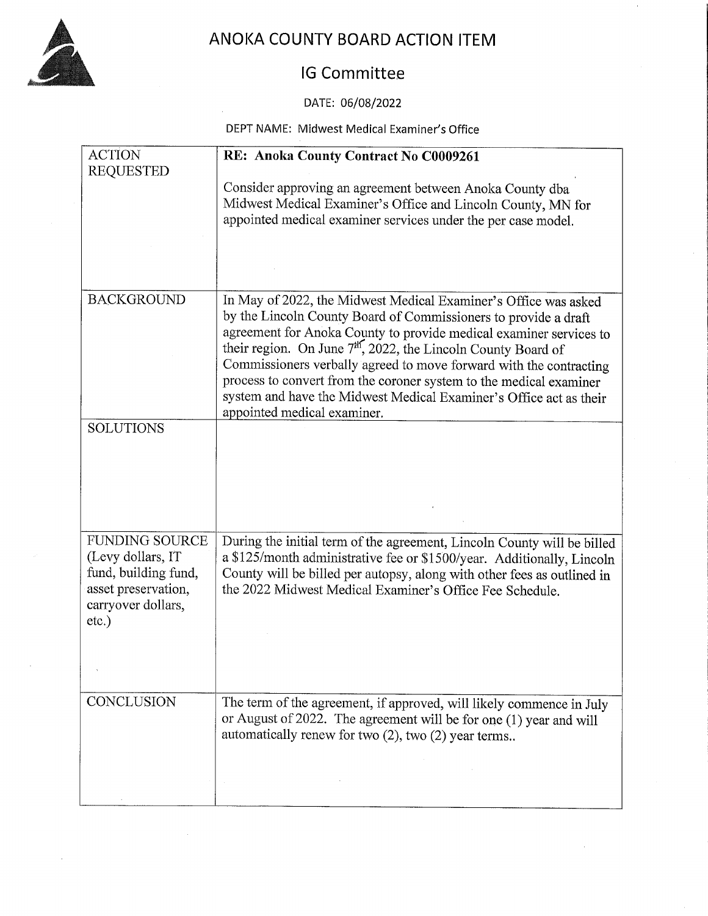# ANOKA COUNTY BOARD ACTION ITEM

## IG Committee

DATE: 06/08/2022

DEPT NAME: Midwest Medical Examiner's Office

| ACTION REQUESTED | **RE: Anoka County Contract No C0009261**<br><br>Consider approving an agreement between Anoka County dba Midwest Medical Examiner's Office and Lincoln County, MN for appointed medical examiner services under the per case model. |
|---|---|
| BACKGROUND | In May of 2022, the Midwest Medical Examiner's Office was asked by the Lincoln County Board of Commissioners to provide a draft agreement for Anoka County to provide medical examiner services to their region. On June 7th, 2022, the Lincoln County Board of Commissioners verbally agreed to move forward with the contracting process to convert from the coroner system to the medical examiner system and have the Midwest Medical Examiner's Office act as their appointed medical examiner. |
| SOLUTIONS | |
| FUNDING SOURCE (Levy dollars, IT fund, building fund, asset preservation, carryover dollars, etc.) | During the initial term of the agreement, Lincoln County will be billed a $125/month administrative fee or $1500/year. Additionally, Lincoln County will be billed per autopsy, along with other fees as outlined in the 2022 Midwest Medical Examiner's Office Fee Schedule. |
| CONCLUSION | The term of the agreement, if approved, will likely commence in July or August of 2022. The agreement will be for one (1) year and will automatically renew for two (2), two (2) year terms.. |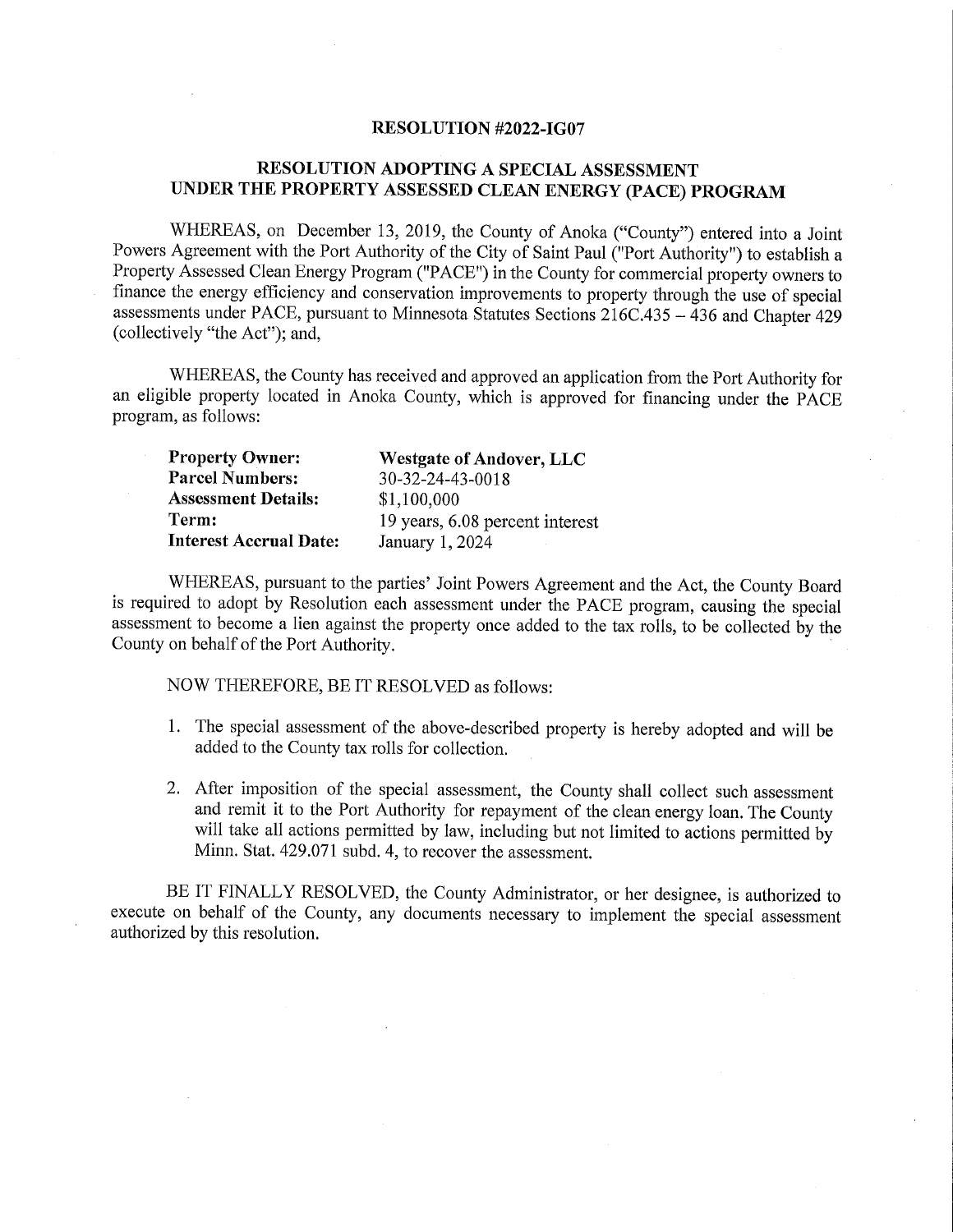# RESOLUTION #2022-IG07

## RESOLUTION ADOPTING A SPECIAL ASSESSMENT UNDER THE PROPERTY ASSESSED CLEAN ENERGY (PACE) PROGRAM

WHEREAS, on December 13, 2019, the County of Anoka ("County") entered into a Joint Powers Agreement with the Port Authority of the City of Saint Paul ("Port Authority") to establish a Property Assessed Clean Energy Program ("PACE") in the County for commercial property owners to finance the energy efficiency and conservation improvements to property through the use of special assessments under PACE, pursuant to Minnesota Statutes Sections 216C.435 – 436 and Chapter 429 (collectively "the Act"); and,

WHEREAS, the County has received and approved an application from the Port Authority for an eligible property located in Anoka County, which is approved for financing under the PACE program, as follows:

| | |
|---|---|
| **Property Owner:** | **Westgate of Andover, LLC** |
| **Parcel Numbers:** | 30-32-24-43-0018 |
| **Assessment Details:** | $1,100,000 |
| **Term:** | 19 years, 6.08 percent interest |
| **Interest Accrual Date:** | January 1, 2024 |

WHEREAS, pursuant to the parties' Joint Powers Agreement and the Act, the County Board is required to adopt by Resolution each assessment under the PACE program, causing the special assessment to become a lien against the property once added to the tax rolls, to be collected by the County on behalf of the Port Authority.

NOW THEREFORE, BE IT RESOLVED as follows:

1. The special assessment of the above-described property is hereby adopted and will be added to the County tax rolls for collection.
2. After imposition of the special assessment, the County shall collect such assessment and remit it to the Port Authority for repayment of the clean energy loan. The County will take all actions permitted by law, including but not limited to actions permitted by Minn. Stat. 429.071 subd. 4, to recover the assessment.

BE IT FINALLY RESOLVED, the County Administrator, or her designee, is authorized to execute on behalf of the County, any documents necessary to implement the special assessment authorized by this resolution.